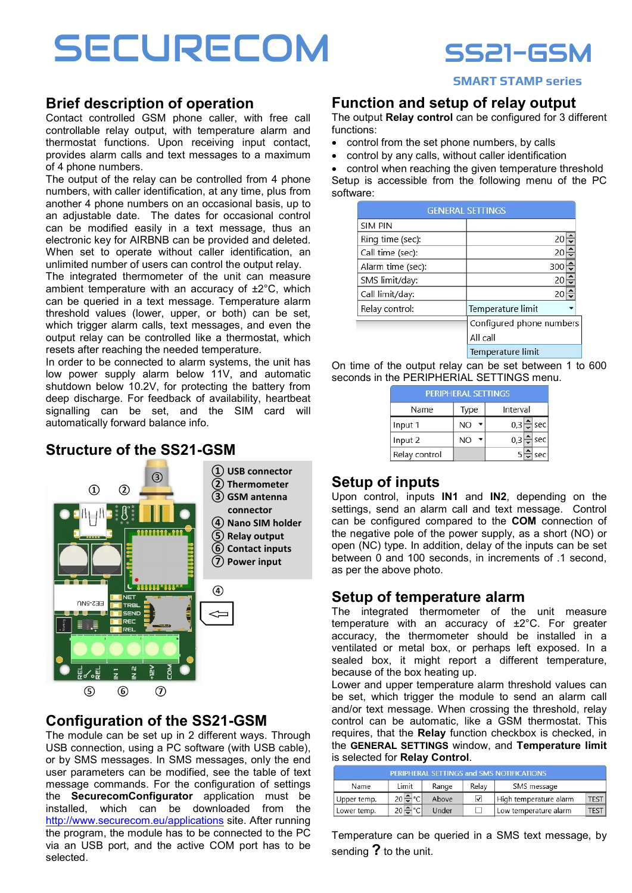# SECURECOM

## SS21-GSM

**SMART STAMP series**

## Brief description of operation

Contact controlled GSM phone caller, with free call controllable relay output, with temperature alarm and thermostat functions. Upon receiving input contact, provides alarm calls and text messages to a maximum of 4 phone numbers.

The output of the relay can be controlled from 4 phone numbers, with caller identification, at any time, plus from another 4 phone numbers on an occasional basis, up to an adjustable date. The dates for occasional control can be modified easily in a text message, thus an electronic key for AIRBNB can be provided and deleted. When set to operate without caller identification, an unlimited number of users can control the output relay.

The integrated thermometer of the unit can measure ambient temperature with an accuracy of ±2°C, which can be queried in a text message. Temperature alarm threshold values (lower, upper, or both) can be set, which trigger alarm calls, text messages, and even the output relay can be controlled like a thermostat, which resets after reaching the needed temperature.

In order to be connected to alarm systems, the unit has low power supply alarm below 11V, and automatic shutdown below 10.2V, for protecting the battery from deep discharge. For feedback of availability, heartbeat signalling can be set, and the SIM card will automatically forward balance info.

## Structure of the SS21-GSM

1. USB connector
2. Thermometer
3. GSM antenna connector
4. Nano SIM holder
5. Relay output
6. Contact inputs
7. Power input

## Configuration of the SS21-GSM

The module can be set up in 2 different ways. Through USB connection, using a PC software (with USB cable), or by SMS messages. In SMS messages, only the end user parameters can be modified, see the table of text message commands. For the configuration of settings the **SecurecomConfigurator** application must be installed, which can be downloaded from the http://www.securecom.eu/applications site. After running the program, the module has to be connected to the PC via an USB port, and the active COM port has to be selected.

## Function and setup of relay output

The output **Relay control** can be configured for 3 different functions:

- control from the set phone numbers, by calls
- control by any calls, without caller identification
- control when reaching the given temperature threshold

Setup is accessible from the following menu of the PC software:

| GENERAL SETTINGS | |
|---|---|
| SIM PIN | |
| Ring time (sec): | 20 |
| Call time (sec): | 20 |
| Alarm time (sec): | 300 |
| SMS limit/day: | 20 |
| Call limit/day: | 20 |
| Relay control: | Temperature limit (Configured phone numbers / All call / Temperature limit) |

On time of the output relay can be set between 1 to 600 seconds in the PERIPHERIAL SETTINGS menu.

| PERIPHERIAL SETTINGS | | |
|---|---|---|
| Name | Type | Interval |
| Input 1 | NO | 0,3 sec |
| Input 2 | NO | 0,3 sec |
| Relay control | | 5 sec |

## Setup of inputs

Upon control, inputs **IN1** and **IN2**, depending on the settings, send an alarm call and text message. Control can be configured compared to the **COM** connection of the negative pole of the power supply, as a short (NO) or open (NC) type. In addition, delay of the inputs can be set between 0 and 100 seconds, in increments of .1 second, as per the above photo.

## Setup of temperature alarm

The integrated thermometer of the unit measure temperature with an accuracy of ±2°C. For greater accuracy, the thermometer should be installed in a ventilated or metal box, or perhaps left exposed. In a sealed box, it might report a different temperature, because of the box heating up.

Lower and upper temperature alarm threshold values can be set, which trigger the module to send an alarm call and/or text message. When crossing the threshold, relay control can be automatic, like a GSM thermostat. This requires, that the **Relay** function checkbox is checked, in the **GENERAL SETTINGS** window, and **Temperature limit** is selected for **Relay Control**.

| PERIPHERAL SETTINGS and SMS NOTIFICATIONS | | | | | |
|---|---|---|---|---|---|
| Name | Limit | Range | Relay | SMS message | |
| Upper temp. | 20 °C | Above | ☑ | High temperature alarm | TEST |
| Lower temp. | 20 °C | Under | ☐ | Low temperature alarm | TEST |

Temperature can be queried in a SMS text message, by sending **?** to the unit.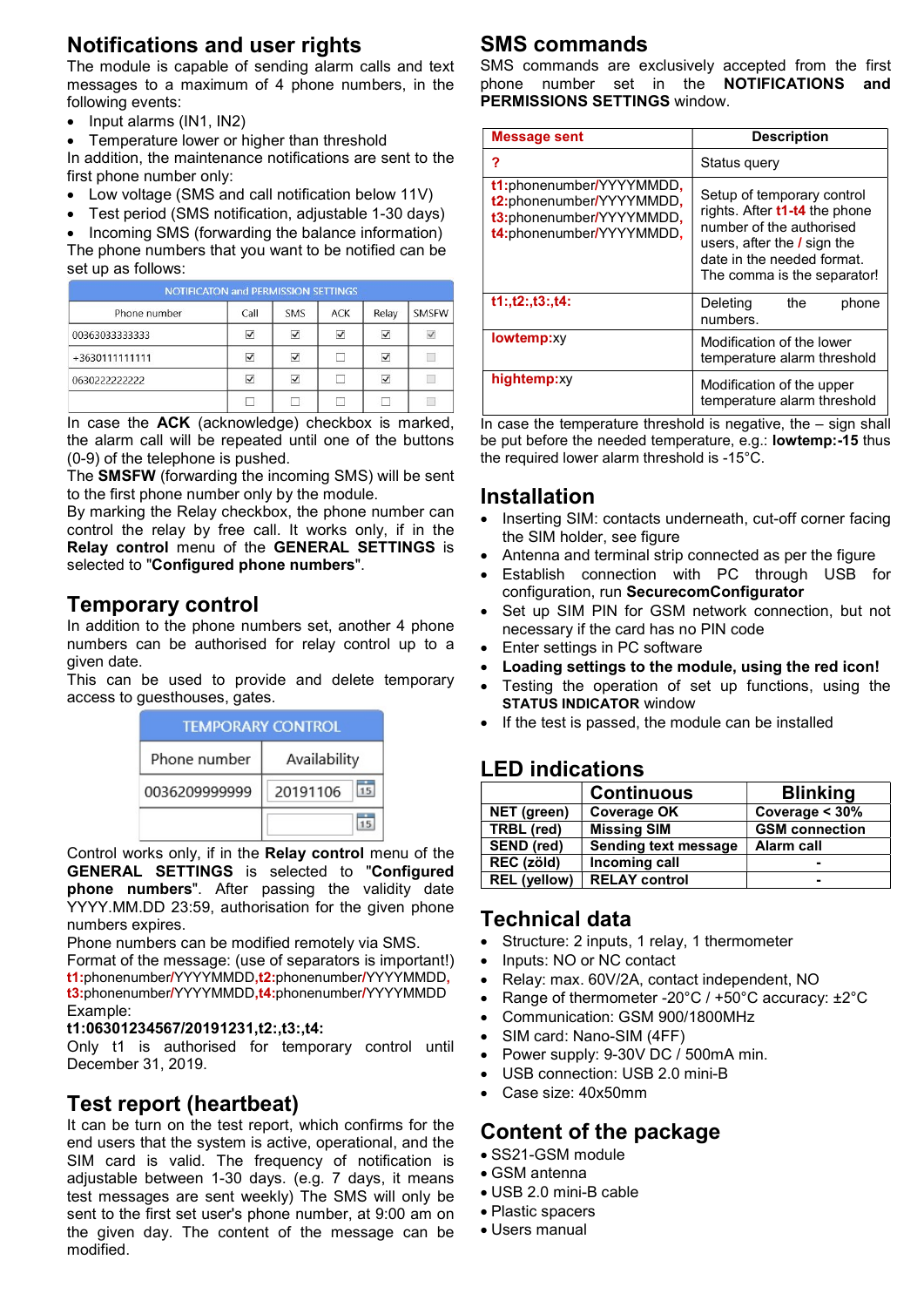## Notifications and user rights

The module is capable of sending alarm calls and text messages to a maximum of 4 phone numbers, in the following events:

- Input alarms (IN1, IN2)
- Temperature lower or higher than threshold

In addition, the maintenance notifications are sent to the first phone number only:

- Low voltage (SMS and call notification below 11V)
- Test period (SMS notification, adjustable 1-30 days)
- Incoming SMS (forwarding the balance information)

The phone numbers that you want to be notified can be set up as follows:

| NOTIFICATON and PERMISSION SETTINGS | | | | | |
|---|---|---|---|---|---|
| Phone number | Call | SMS | ACK | Relay | SMSFW |
| 00363033333333 | ☑ | ☑ | ☑ | ☑ | ☑ |
| +3630111111111 | ☑ | ☑ | ☐ | ☑ | ☐ |
| 0630222222222 | ☑ | ☑ | ☐ | ☑ | ☐ |
| | ☐ | ☐ | ☐ | ☐ | ☐ |

In case the **ACK** (acknowledge) checkbox is marked, the alarm call will be repeated until one of the buttons (0-9) of the telephone is pushed.

The **SMSFW** (forwarding the incoming SMS) will be sent to the first phone number only by the module.

By marking the Relay checkbox, the phone number can control the relay by free call. It works only, if in the **Relay control** menu of the **GENERAL SETTINGS** is selected to "**Configured phone numbers**".

## Temporary control

In addition to the phone numbers set, another 4 phone numbers can be authorised for relay control up to a given date.

This can be used to provide and delete temporary access to guesthouses, gates.

| TEMPORARY CONTROL | |
|---|---|
| Phone number | Availability |
| 0036209999999 | 20191106 |
| | |

Control works only, if in the **Relay control** menu of the **GENERAL SETTINGS** is selected to "**Configured phone numbers**". After passing the validity date YYYY.MM.DD 23:59, authorisation for the given phone numbers expires.

Phone numbers can be modified remotely via SMS.

Format of the message: (use of separators is important!)

**t1:**phonenumber/YYYYMMDD,**t2:**phonenumber/YYYYMMDD,**t3:**phonenumber/YYYYMMDD,**t4:**phonenumber/YYYYMMDD

Example:

**t1:06301234567/20191231,t2:,t3:,t4:**

Only t1 is authorised for temporary control until December 31, 2019.

## Test report (heartbeat)

It can be turn on the test report, which confirms for the end users that the system is active, operational, and the SIM card is valid. The frequency of notification is adjustable between 1-30 days. (e.g. 7 days, it means test messages are sent weekly) The SMS will only be sent to the first set user's phone number, at 9:00 am on the given day. The content of the message can be modified.

## SMS commands

SMS commands are exclusively accepted from the first phone number set in the **NOTIFICATIONS and PERMISSIONS SETTING** window.

| Message sent | Description |
|---|---|
| **?** | Status query |
| **t1:**phonenumber/YYYYMMDD, **t2:**phonenumber/YYYYMMDD, **t3:**phonenumber/YYYYMMDD, **t4:**phonenumber/YYYYMMDD, | Setup of temporary control rights. After **t1-t4** the phone number of the authorised users, after the **/** sign the date in the needed format. The comma is the separator! |
| **t1:,t2:,t3:,t4:** | Deleting the phone numbers. |
| **lowtemp:**xy | Modification of the lower temperature alarm threshold |
| **hightemp:**xy | Modification of the upper temperature alarm threshold |

In case the temperature threshold is negative, the – sign shall be put before the needed temperature, e.g.: **lowtemp:-15** thus the required lower alarm threshold is -15°C.

## Installation

- Inserting SIM: contacts underneath, cut-off corner facing the SIM holder, see figure
- Antenna and terminal strip connected as per the figure
- Establish connection with PC through USB for configuration, run **SecurecomConfigurator**
- Set up SIM PIN for GSM network connection, but not necessary if the card has no PIN code
- Enter settings in PC software
- **Loading settings to the module, using the red icon!**
- Testing the operation of set up functions, using the **STATUS INDICATOR** window
- If the test is passed, the module can be installed

## LED indications

| | Continuous | Blinking |
|---|---|---|
| **NET (green)** | **Coverage OK** | **Coverage < 30%** |
| **TRBL (red)** | **Missing SIM** | **GSM connection** |
| **SEND (red)** | **Sending text message** | **Alarm call** |
| **REC (zöld)** | **Incoming call** | **-** |
| **REL (yellow)** | **RELAY control** | **-** |

## Technical data

- Structure: 2 inputs, 1 relay, 1 thermometer
- Inputs: NO or NC contact
- Relay: max. 60V/2A, contact independent, NO
- Range of thermometer -20°C / +50°C accuracy: ±2°C
- Communication: GSM 900/1800MHz
- SIM card: Nano-SIM (4FF)
- Power supply: 9-30V DC / 500mA min.
- USB connection: USB 2.0 mini-B
- Case size: 40x50mm

## Content of the package

- SS21-GSM module
- GSM antenna
- USB 2.0 mini-B cable
- Plastic spacers
- Users manual